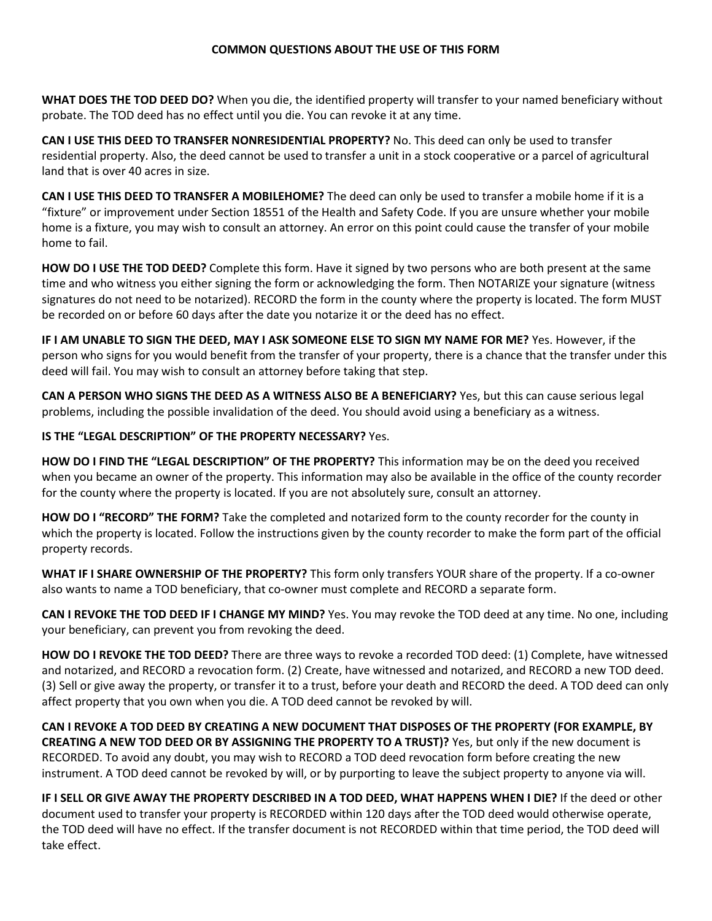## COMMON QUESTIONS ABOUT THE USE OF THIS FORM

**WHAT DOES THE TOD DEED DO?** When you die, the identified property will transfer to your named beneficiary without probate. The TOD deed has no effect until you die. You can revoke it at any time.

**CAN I USE THIS DEED TO TRANSFER NONRESIDENTIAL PROPERTY?** No. This deed can only be used to transfer residential property. Also, the deed cannot be used to transfer a unit in a stock cooperative or a parcel of agricultural land that is over 40 acres in size.

**CAN I USE THIS DEED TO TRANSFER A MOBILEHOME?** The deed can only be used to transfer a mobile home if it is a "fixture" or improvement under Section 18551 of the Health and Safety Code. If you are unsure whether your mobile home is a fixture, you may wish to consult an attorney. An error on this point could cause the transfer of your mobile home to fail.

**HOW DO I USE THE TOD DEED?** Complete this form. Have it signed by two persons who are both present at the same time and who witness you either signing the form or acknowledging the form. Then NOTARIZE your signature (witness signatures do not need to be notarized). RECORD the form in the county where the property is located. The form MUST be recorded on or before 60 days after the date you notarize it or the deed has no effect.

**IF I AM UNABLE TO SIGN THE DEED, MAY I ASK SOMEONE ELSE TO SIGN MY NAME FOR ME?** Yes. However, if the person who signs for you would benefit from the transfer of your property, there is a chance that the transfer under this deed will fail. You may wish to consult an attorney before taking that step.

**CAN A PERSON WHO SIGNS THE DEED AS A WITNESS ALSO BE A BENEFICIARY?** Yes, but this can cause serious legal problems, including the possible invalidation of the deed. You should avoid using a beneficiary as a witness.

**IS THE "LEGAL DESCRIPTION" OF THE PROPERTY NECESSARY?** Yes.

**HOW DO I FIND THE "LEGAL DESCRIPTION" OF THE PROPERTY?** This information may be on the deed you received when you became an owner of the property. This information may also be available in the office of the county recorder for the county where the property is located. If you are not absolutely sure, consult an attorney.

**HOW DO I "RECORD" THE FORM?** Take the completed and notarized form to the county recorder for the county in which the property is located. Follow the instructions given by the county recorder to make the form part of the official property records.

**WHAT IF I SHARE OWNERSHIP OF THE PROPERTY?** This form only transfers YOUR share of the property. If a co-owner also wants to name a TOD beneficiary, that co-owner must complete and RECORD a separate form.

**CAN I REVOKE THE TOD DEED IF I CHANGE MY MIND?** Yes. You may revoke the TOD deed at any time. No one, including your beneficiary, can prevent you from revoking the deed.

**HOW DO I REVOKE THE TOD DEED?** There are three ways to revoke a recorded TOD deed: (1) Complete, have witnessed and notarized, and RECORD a revocation form. (2) Create, have witnessed and notarized, and RECORD a new TOD deed. (3) Sell or give away the property, or transfer it to a trust, before your death and RECORD the deed. A TOD deed can only affect property that you own when you die. A TOD deed cannot be revoked by will.

**CAN I REVOKE A TOD DEED BY CREATING A NEW DOCUMENT THAT DISPOSES OF THE PROPERTY (FOR EXAMPLE, BY CREATING A NEW TOD DEED OR BY ASSIGNING THE PROPERTY TO A TRUST)?** Yes, but only if the new document is RECORDED. To avoid any doubt, you may wish to RECORD a TOD deed revocation form before creating the new instrument. A TOD deed cannot be revoked by will, or by purporting to leave the subject property to anyone via will.

**IF I SELL OR GIVE AWAY THE PROPERTY DESCRIBED IN A TOD DEED, WHAT HAPPENS WHEN I DIE?** If the deed or other document used to transfer your property is RECORDED within 120 days after the TOD deed would otherwise operate, the TOD deed will have no effect. If the transfer document is not RECORDED within that time period, the TOD deed will take effect.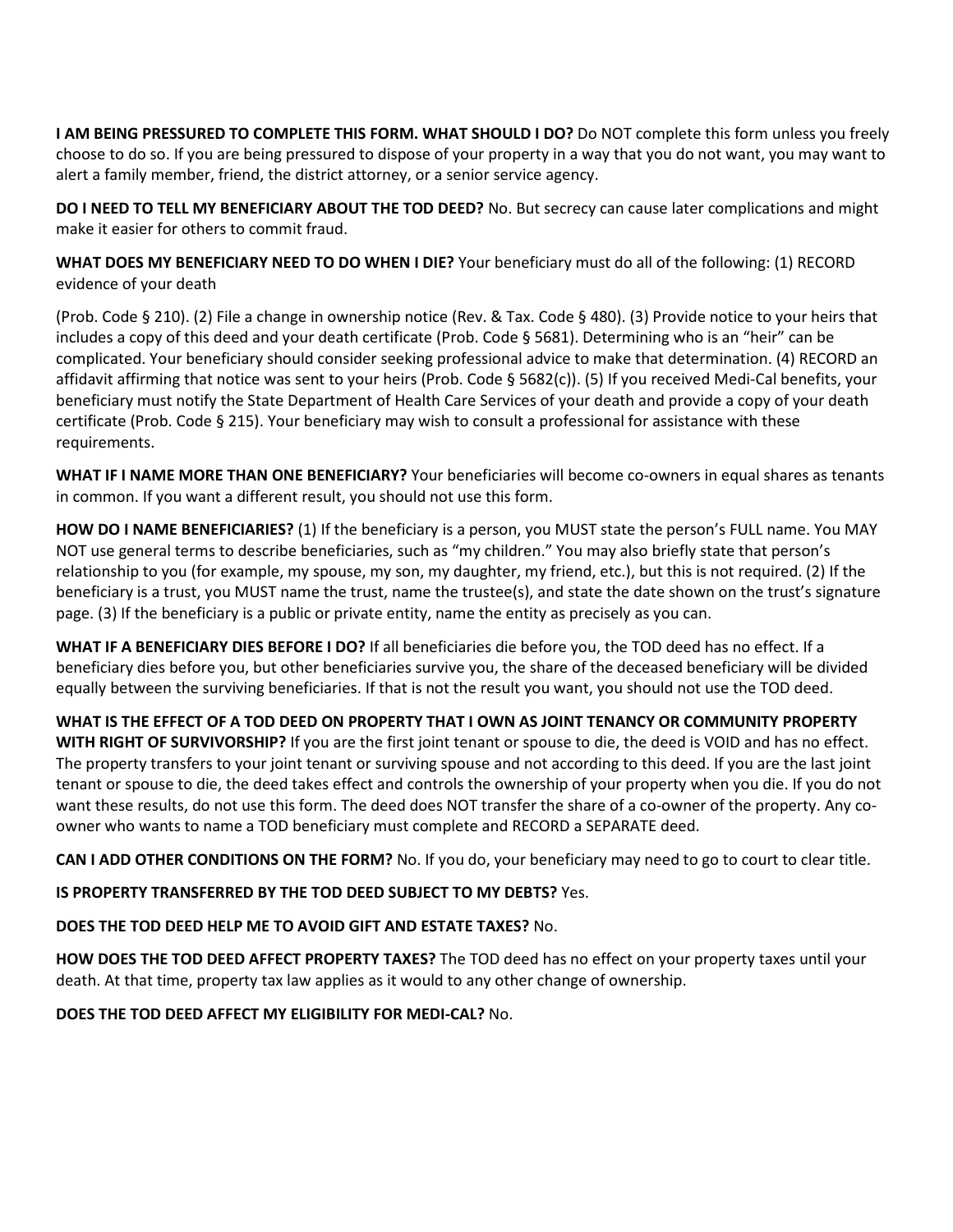**I AM BEING PRESSURED TO COMPLETE THIS FORM. WHAT SHOULD I DO?** Do NOT complete this form unless you freely choose to do so. If you are being pressured to dispose of your property in a way that you do not want, you may want to alert a family member, friend, the district attorney, or a senior service agency.

**DO I NEED TO TELL MY BENEFICIARY ABOUT THE TOD DEED?** No. But secrecy can cause later complications and might make it easier for others to commit fraud.

**WHAT DOES MY BENEFICIARY NEED TO DO WHEN I DIE?** Your beneficiary must do all of the following: (1) RECORD evidence of your death

(Prob. Code § 210). (2) File a change in ownership notice (Rev. & Tax. Code § 480). (3) Provide notice to your heirs that includes a copy of this deed and your death certificate (Prob. Code § 5681). Determining who is an "heir" can be complicated. Your beneficiary should consider seeking professional advice to make that determination. (4) RECORD an affidavit affirming that notice was sent to your heirs (Prob. Code § 5682(c)). (5) If you received Medi-Cal benefits, your beneficiary must notify the State Department of Health Care Services of your death and provide a copy of your death certificate (Prob. Code § 215). Your beneficiary may wish to consult a professional for assistance with these requirements.

**WHAT IF I NAME MORE THAN ONE BENEFICIARY?** Your beneficiaries will become co-owners in equal shares as tenants in common. If you want a different result, you should not use this form.

**HOW DO I NAME BENEFICIARIES?** (1) If the beneficiary is a person, you MUST state the person's FULL name. You MAY NOT use general terms to describe beneficiaries, such as "my children." You may also briefly state that person's relationship to you (for example, my spouse, my son, my daughter, my friend, etc.), but this is not required. (2) If the beneficiary is a trust, you MUST name the trust, name the trustee(s), and state the date shown on the trust's signature page. (3) If the beneficiary is a public or private entity, name the entity as precisely as you can.

**WHAT IF A BENEFICIARY DIES BEFORE I DO?** If all beneficiaries die before you, the TOD deed has no effect. If a beneficiary dies before you, but other beneficiaries survive you, the share of the deceased beneficiary will be divided equally between the surviving beneficiaries. If that is not the result you want, you should not use the TOD deed.

**WHAT IS THE EFFECT OF A TOD DEED ON PROPERTY THAT I OWN AS JOINT TENANCY OR COMMUNITY PROPERTY WITH RIGHT OF SURVIVORSHIP?** If you are the first joint tenant or spouse to die, the deed is VOID and has no effect. The property transfers to your joint tenant or surviving spouse and not according to this deed. If you are the last joint tenant or spouse to die, the deed takes effect and controls the ownership of your property when you die. If you do not want these results, do not use this form. The deed does NOT transfer the share of a co-owner of the property. Any co-owner who wants to name a TOD beneficiary must complete and RECORD a SEPARATE deed.

**CAN I ADD OTHER CONDITIONS ON THE FORM?** No. If you do, your beneficiary may need to go to court to clear title.

**IS PROPERTY TRANSFERRED BY THE TOD DEED SUBJECT TO MY DEBTS?** Yes.

**DOES THE TOD DEED HELP ME TO AVOID GIFT AND ESTATE TAXES?** No.

**HOW DOES THE TOD DEED AFFECT PROPERTY TAXES?** The TOD deed has no effect on your property taxes until your death. At that time, property tax law applies as it would to any other change of ownership.

**DOES THE TOD DEED AFFECT MY ELIGIBILITY FOR MEDI-CAL?** No.